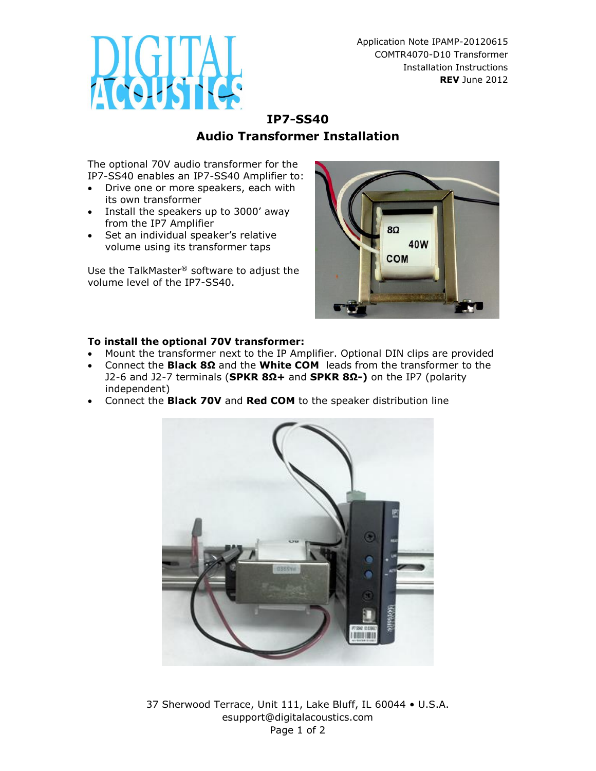Application Note IPAMP-20120615
COMTR4070-D10 Transformer
Installation Instructions
**REV** June 2012

# IP7-SS40
## Audio Transformer Installation

The optional 70V audio transformer for the IP7-SS40 enables an IP7-SS40 Amplifier to:

- Drive one or more speakers, each with its own transformer
- Install the speakers up to 3000' away from the IP7 Amplifier
- Set an individual speaker's relative volume using its transformer taps

Use the TalkMaster® software to adjust the volume level of the IP7-SS40.

**To install the optional 70V transformer:**

- Mount the transformer next to the IP Amplifier. Optional DIN clips are provided
- Connect the **Black 8Ω** and the **White COM** leads from the transformer to the J2-6 and J2-7 terminals (**SPKR 8Ω+** and **SPKR 8Ω-)** on the IP7 (polarity independent)
- Connect the **Black 70V** and **Red COM** to the speaker distribution line

37 Sherwood Terrace, Unit 111, Lake Bluff, IL 60044 • U.S.A.
esupport@digitalacoustics.com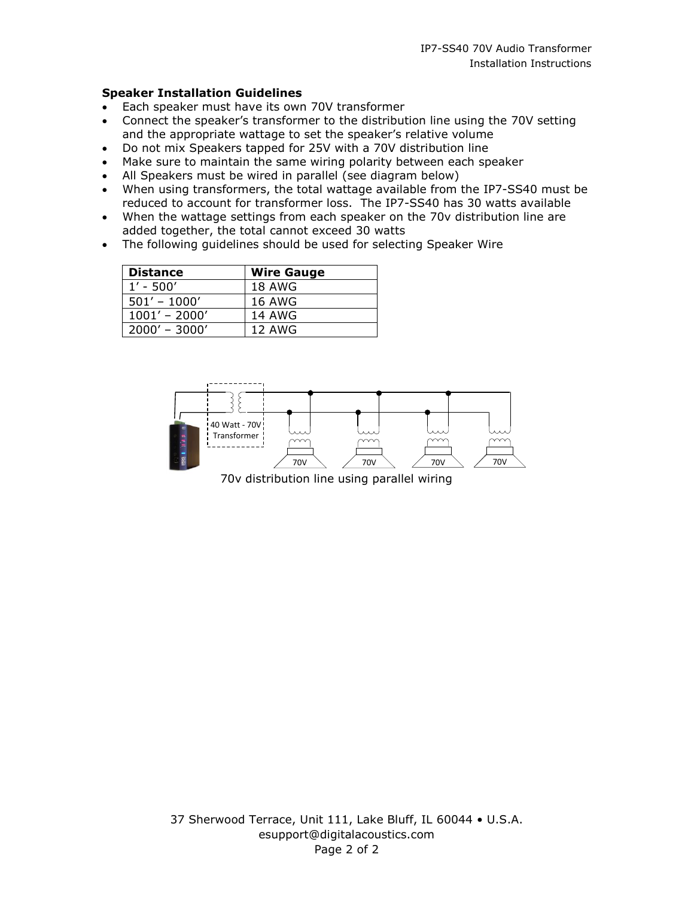### Speaker Installation Guidelines

- Each speaker must have its own 70V transformer
- Connect the speaker's transformer to the distribution line using the 70V setting and the appropriate wattage to set the speaker's relative volume
- Do not mix Speakers tapped for 25V with a 70V distribution line
- Make sure to maintain the same wiring polarity between each speaker
- All Speakers must be wired in parallel (see diagram below)
- When using transformers, the total wattage available from the IP7-SS40 must be reduced to account for transformer loss. The IP7-SS40 has 30 watts available
- When the wattage settings from each speaker on the 70v distribution line are added together, the total cannot exceed 30 watts
- The following guidelines should be used for selecting Speaker Wire

| Distance | Wire Gauge |
|---|---|
| 1' - 500' | 18 AWG |
| 501' – 1000' | 16 AWG |
| 1001' – 2000' | 14 AWG |
| 2000' – 3000' | 12 AWG |

40 Watt - 70V Transformer

70V

70V

70V

70V

70v distribution line using parallel wiring